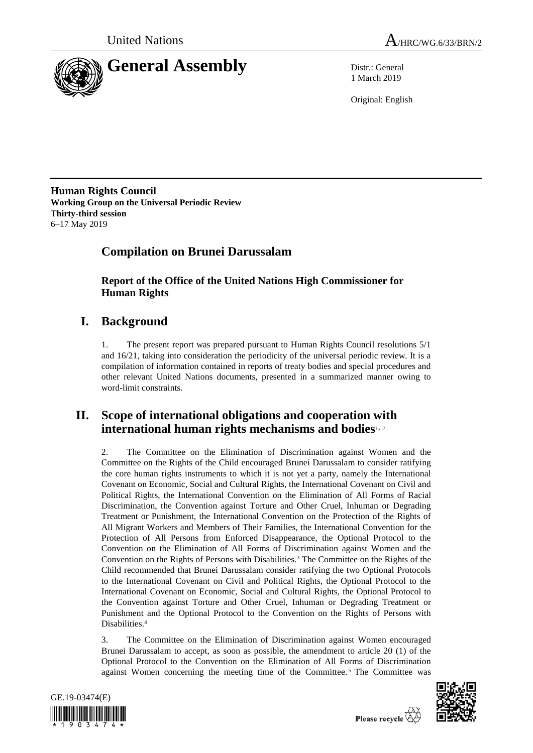United Nations

A/HRC/WG.6/33/BRN/2

# General Assembly

Distr.: General
1 March 2019

Original: English

**Human Rights Council**
**Working Group on the Universal Periodic Review**
**Thirty-third session**
6–17 May 2019

## Compilation on Brunei Darussalam

### Report of the Office of the United Nations High Commissioner for Human Rights

## I. Background

1. The present report was prepared pursuant to Human Rights Council resolutions 5/1 and 16/21, taking into consideration the periodicity of the universal periodic review. It is a compilation of information contained in reports of treaty bodies and special procedures and other relevant United Nations documents, presented in a summarized manner owing to word-limit constraints.

## II. Scope of international obligations and cooperation with international human rights mechanisms and bodies[1, 2]

2. The Committee on the Elimination of Discrimination against Women and the Committee on the Rights of the Child encouraged Brunei Darussalam to consider ratifying the core human rights instruments to which it is not yet a party, namely the International Covenant on Economic, Social and Cultural Rights, the International Covenant on Civil and Political Rights, the International Convention on the Elimination of All Forms of Racial Discrimination, the Convention against Torture and Other Cruel, Inhuman or Degrading Treatment or Punishment, the International Convention on the Protection of the Rights of All Migrant Workers and Members of Their Families, the International Convention for the Protection of All Persons from Enforced Disappearance, the Optional Protocol to the Convention on the Elimination of All Forms of Discrimination against Women and the Convention on the Rights of Persons with Disabilities.[3] The Committee on the Rights of the Child recommended that Brunei Darussalam consider ratifying the two Optional Protocols to the International Covenant on Civil and Political Rights, the Optional Protocol to the International Covenant on Economic, Social and Cultural Rights, the Optional Protocol to the Convention against Torture and Other Cruel, Inhuman or Degrading Treatment or Punishment and the Optional Protocol to the Convention on the Rights of Persons with Disabilities.[4]

3. The Committee on the Elimination of Discrimination against Women encouraged Brunei Darussalam to accept, as soon as possible, the amendment to article 20 (1) of the Optional Protocol to the Convention on the Elimination of All Forms of Discrimination against Women concerning the meeting time of the Committee.[5] The Committee was

GE.19-03474(E)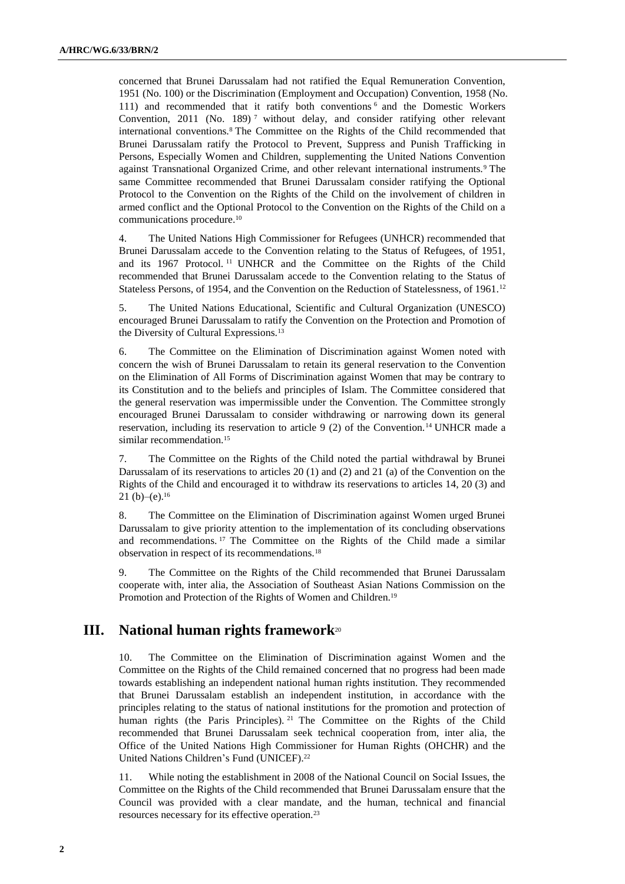concerned that Brunei Darussalam had not ratified the Equal Remuneration Convention, 1951 (No. 100) or the Discrimination (Employment and Occupation) Convention, 1958 (No. 111) and recommended that it ratify both conventions[6] and the Domestic Workers Convention, 2011 (No. 189)[7] without delay, and consider ratifying other relevant international conventions.[8] The Committee on the Rights of the Child recommended that Brunei Darussalam ratify the Protocol to Prevent, Suppress and Punish Trafficking in Persons, Especially Women and Children, supplementing the United Nations Convention against Transnational Organized Crime, and other relevant international instruments.[9] The same Committee recommended that Brunei Darussalam consider ratifying the Optional Protocol to the Convention on the Rights of the Child on the involvement of children in armed conflict and the Optional Protocol to the Convention on the Rights of the Child on a communications procedure.[10]

4. The United Nations High Commissioner for Refugees (UNHCR) recommended that Brunei Darussalam accede to the Convention relating to the Status of Refugees, of 1951, and its 1967 Protocol.[11] UNHCR and the Committee on the Rights of the Child recommended that Brunei Darussalam accede to the Convention relating to the Status of Stateless Persons, of 1954, and the Convention on the Reduction of Statelessness, of 1961.[12]

5. The United Nations Educational, Scientific and Cultural Organization (UNESCO) encouraged Brunei Darussalam to ratify the Convention on the Protection and Promotion of the Diversity of Cultural Expressions.[13]

6. The Committee on the Elimination of Discrimination against Women noted with concern the wish of Brunei Darussalam to retain its general reservation to the Convention on the Elimination of All Forms of Discrimination against Women that may be contrary to its Constitution and to the beliefs and principles of Islam. The Committee considered that the general reservation was impermissible under the Convention. The Committee strongly encouraged Brunei Darussalam to consider withdrawing or narrowing down its general reservation, including its reservation to article 9 (2) of the Convention.[14] UNHCR made a similar recommendation.[15]

7. The Committee on the Rights of the Child noted the partial withdrawal by Brunei Darussalam of its reservations to articles 20 (1) and (2) and 21 (a) of the Convention on the Rights of the Child and encouraged it to withdraw its reservations to articles 14, 20 (3) and 21 (b)–(e).[16]

8. The Committee on the Elimination of Discrimination against Women urged Brunei Darussalam to give priority attention to the implementation of its concluding observations and recommendations.[17] The Committee on the Rights of the Child made a similar observation in respect of its recommendations.[18]

9. The Committee on the Rights of the Child recommended that Brunei Darussalam cooperate with, inter alia, the Association of Southeast Asian Nations Commission on the Promotion and Protection of the Rights of Women and Children.[19]

## III. National human rights framework[20]

10. The Committee on the Elimination of Discrimination against Women and the Committee on the Rights of the Child remained concerned that no progress had been made towards establishing an independent national human rights institution. They recommended that Brunei Darussalam establish an independent institution, in accordance with the principles relating to the status of national institutions for the promotion and protection of human rights (the Paris Principles).[21] The Committee on the Rights of the Child recommended that Brunei Darussalam seek technical cooperation from, inter alia, the Office of the United Nations High Commissioner for Human Rights (OHCHR) and the United Nations Children's Fund (UNICEF).[22]

11. While noting the establishment in 2008 of the National Council on Social Issues, the Committee on the Rights of the Child recommended that Brunei Darussalam ensure that the Council was provided with a clear mandate, and the human, technical and financial resources necessary for its effective operation.[23]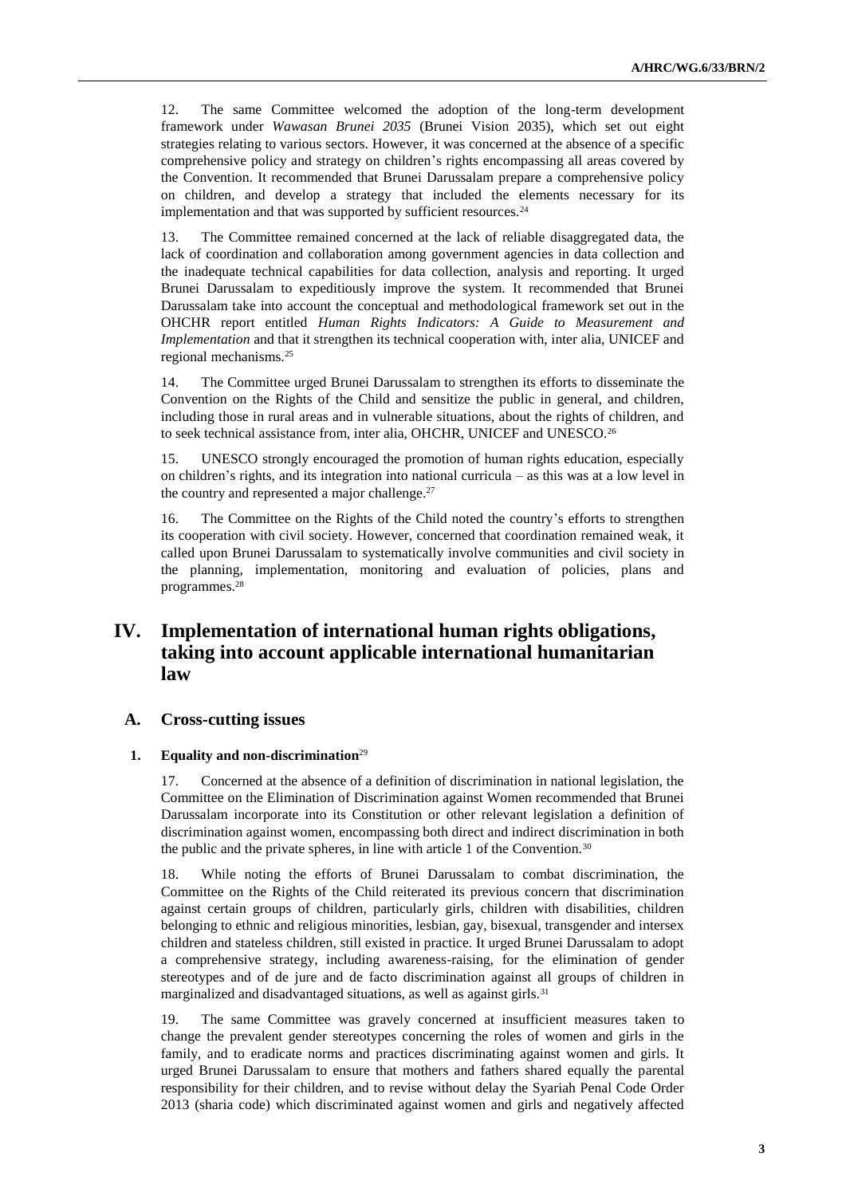12. The same Committee welcomed the adoption of the long-term development framework under *Wawasan Brunei 2035* (Brunei Vision 2035), which set out eight strategies relating to various sectors. However, it was concerned at the absence of a specific comprehensive policy and strategy on children's rights encompassing all areas covered by the Convention. It recommended that Brunei Darussalam prepare a comprehensive policy on children, and develop a strategy that included the elements necessary for its implementation and that was supported by sufficient resources.[24]

13. The Committee remained concerned at the lack of reliable disaggregated data, the lack of coordination and collaboration among government agencies in data collection and the inadequate technical capabilities for data collection, analysis and reporting. It urged Brunei Darussalam to expeditiously improve the system. It recommended that Brunei Darussalam take into account the conceptual and methodological framework set out in the OHCHR report entitled *Human Rights Indicators: A Guide to Measurement and Implementation* and that it strengthen its technical cooperation with, inter alia, UNICEF and regional mechanisms.[25]

14. The Committee urged Brunei Darussalam to strengthen its efforts to disseminate the Convention on the Rights of the Child and sensitize the public in general, and children, including those in rural areas and in vulnerable situations, about the rights of children, and to seek technical assistance from, inter alia, OHCHR, UNICEF and UNESCO.[26]

15. UNESCO strongly encouraged the promotion of human rights education, especially on children's rights, and its integration into national curricula – as this was at a low level in the country and represented a major challenge.[27]

16. The Committee on the Rights of the Child noted the country's efforts to strengthen its cooperation with civil society. However, concerned that coordination remained weak, it called upon Brunei Darussalam to systematically involve communities and civil society in the planning, implementation, monitoring and evaluation of policies, plans and programmes.[28]

# IV. Implementation of international human rights obligations, taking into account applicable international humanitarian law

## A. Cross-cutting issues

### 1. Equality and non-discrimination[29]

17. Concerned at the absence of a definition of discrimination in national legislation, the Committee on the Elimination of Discrimination against Women recommended that Brunei Darussalam incorporate into its Constitution or other relevant legislation a definition of discrimination against women, encompassing both direct and indirect discrimination in both the public and the private spheres, in line with article 1 of the Convention.[30]

18. While noting the efforts of Brunei Darussalam to combat discrimination, the Committee on the Rights of the Child reiterated its previous concern that discrimination against certain groups of children, particularly girls, children with disabilities, children belonging to ethnic and religious minorities, lesbian, gay, bisexual, transgender and intersex children and stateless children, still existed in practice. It urged Brunei Darussalam to adopt a comprehensive strategy, including awareness-raising, for the elimination of gender stereotypes and of de jure and de facto discrimination against all groups of children in marginalized and disadvantaged situations, as well as against girls.[31]

19. The same Committee was gravely concerned at insufficient measures taken to change the prevalent gender stereotypes concerning the roles of women and girls in the family, and to eradicate norms and practices discriminating against women and girls. It urged Brunei Darussalam to ensure that mothers and fathers shared equally the parental responsibility for their children, and to revise without delay the Syariah Penal Code Order 2013 (sharia code) which discriminated against women and girls and negatively affected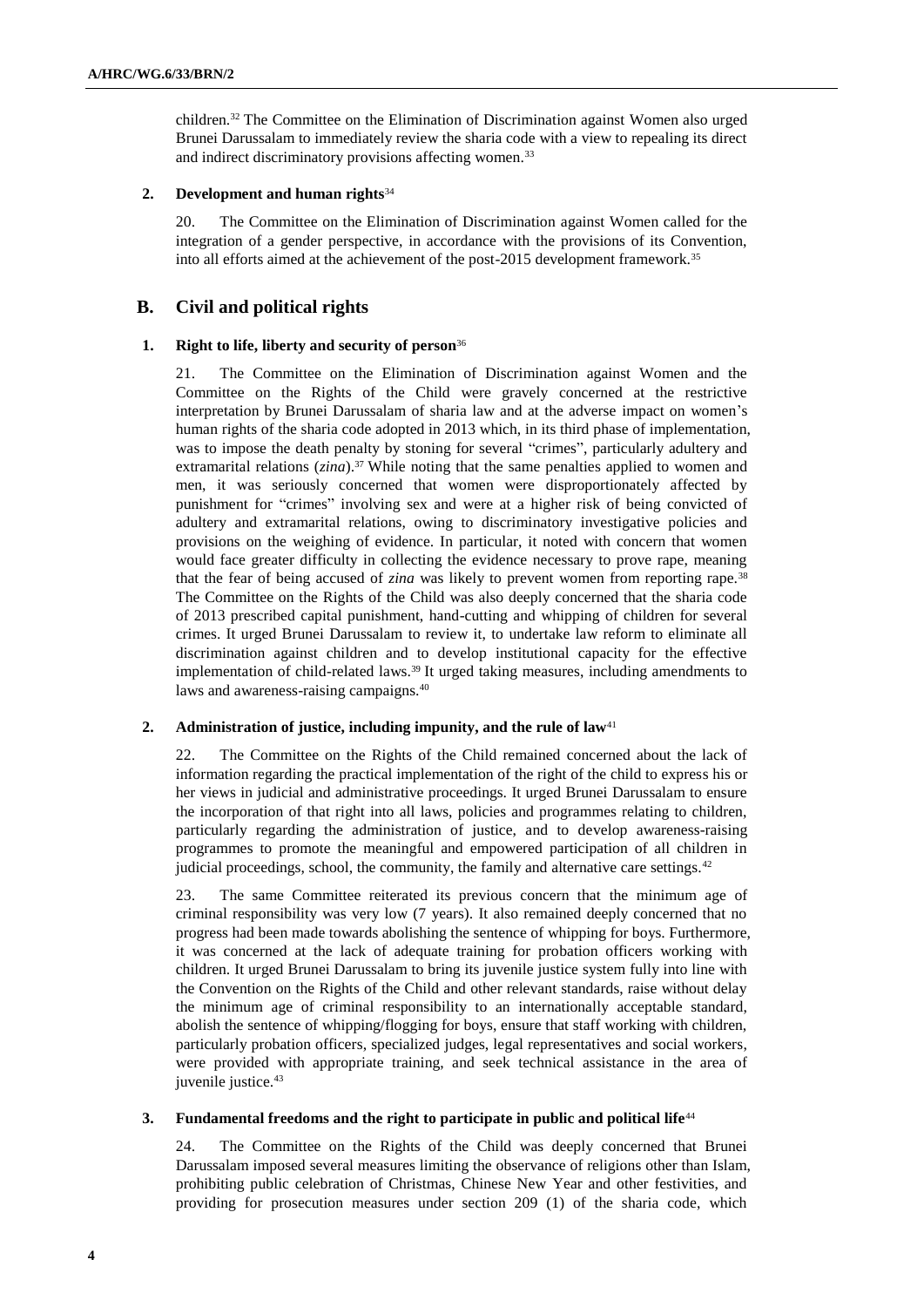children.[32] The Committee on the Elimination of Discrimination against Women also urged Brunei Darussalam to immediately review the sharia code with a view to repealing its direct and indirect discriminatory provisions affecting women.[33]

### 2. Development and human rights[34]

20. The Committee on the Elimination of Discrimination against Women called for the integration of a gender perspective, in accordance with the provisions of its Convention, into all efforts aimed at the achievement of the post-2015 development framework.[35]

## B. Civil and political rights

### 1. Right to life, liberty and security of person[36]

21. The Committee on the Elimination of Discrimination against Women and the Committee on the Rights of the Child were gravely concerned at the restrictive interpretation by Brunei Darussalam of sharia law and at the adverse impact on women's human rights of the sharia code adopted in 2013 which, in its third phase of implementation, was to impose the death penalty by stoning for several "crimes", particularly adultery and extramarital relations (*zina*).[37] While noting that the same penalties applied to women and men, it was seriously concerned that women were disproportionately affected by punishment for "crimes" involving sex and were at a higher risk of being convicted of adultery and extramarital relations, owing to discriminatory investigative policies and provisions on the weighing of evidence. In particular, it noted with concern that women would face greater difficulty in collecting the evidence necessary to prove rape, meaning that the fear of being accused of *zina* was likely to prevent women from reporting rape.[38] The Committee on the Rights of the Child was also deeply concerned that the sharia code of 2013 prescribed capital punishment, hand-cutting and whipping of children for several crimes. It urged Brunei Darussalam to review it, to undertake law reform to eliminate all discrimination against children and to develop institutional capacity for the effective implementation of child-related laws.[39] It urged taking measures, including amendments to laws and awareness-raising campaigns.[40]

### 2. Administration of justice, including impunity, and the rule of law[41]

22. The Committee on the Rights of the Child remained concerned about the lack of information regarding the practical implementation of the right of the child to express his or her views in judicial and administrative proceedings. It urged Brunei Darussalam to ensure the incorporation of that right into all laws, policies and programmes relating to children, particularly regarding the administration of justice, and to develop awareness-raising programmes to promote the meaningful and empowered participation of all children in judicial proceedings, school, the community, the family and alternative care settings.[42]

23. The same Committee reiterated its previous concern that the minimum age of criminal responsibility was very low (7 years). It also remained deeply concerned that no progress had been made towards abolishing the sentence of whipping for boys. Furthermore, it was concerned at the lack of adequate training for probation officers working with children. It urged Brunei Darussalam to bring its juvenile justice system fully into line with the Convention on the Rights of the Child and other relevant standards, raise without delay the minimum age of criminal responsibility to an internationally acceptable standard, abolish the sentence of whipping/flogging for boys, ensure that staff working with children, particularly probation officers, specialized judges, legal representatives and social workers, were provided with appropriate training, and seek technical assistance in the area of juvenile justice.[43]

### 3. Fundamental freedoms and the right to participate in public and political life[44]

24. The Committee on the Rights of the Child was deeply concerned that Brunei Darussalam imposed several measures limiting the observance of religions other than Islam, prohibiting public celebration of Christmas, Chinese New Year and other festivities, and providing for prosecution measures under section 209 (1) of the sharia code, which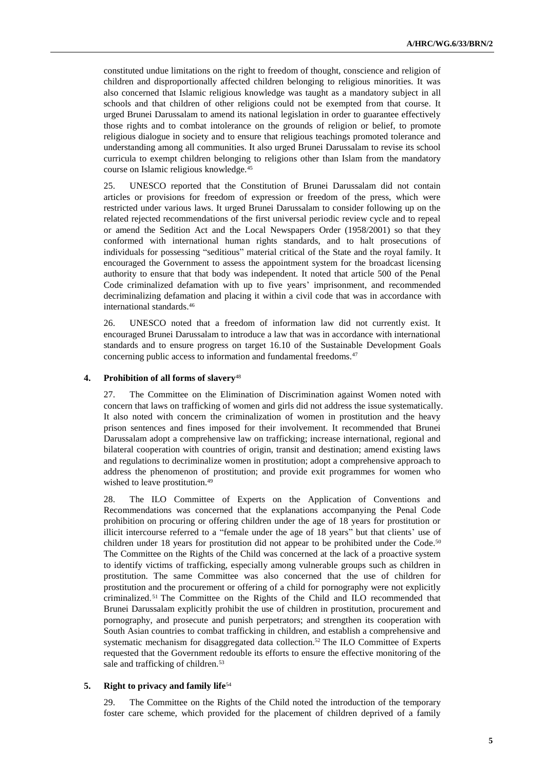constituted undue limitations on the right to freedom of thought, conscience and religion of children and disproportionally affected children belonging to religious minorities. It was also concerned that Islamic religious knowledge was taught as a mandatory subject in all schools and that children of other religions could not be exempted from that course. It urged Brunei Darussalam to amend its national legislation in order to guarantee effectively those rights and to combat intolerance on the grounds of religion or belief, to promote religious dialogue in society and to ensure that religious teachings promoted tolerance and understanding among all communities. It also urged Brunei Darussalam to revise its school curricula to exempt children belonging to religions other than Islam from the mandatory course on Islamic religious knowledge.[45]

25. UNESCO reported that the Constitution of Brunei Darussalam did not contain articles or provisions for freedom of expression or freedom of the press, which were restricted under various laws. It urged Brunei Darussalam to consider following up on the related rejected recommendations of the first universal periodic review cycle and to repeal or amend the Sedition Act and the Local Newspapers Order (1958/2001) so that they conformed with international human rights standards, and to halt prosecutions of individuals for possessing "seditious" material critical of the State and the royal family. It encouraged the Government to assess the appointment system for the broadcast licensing authority to ensure that that body was independent. It noted that article 500 of the Penal Code criminalized defamation with up to five years' imprisonment, and recommended decriminalizing defamation and placing it within a civil code that was in accordance with international standards.[46]

26. UNESCO noted that a freedom of information law did not currently exist. It encouraged Brunei Darussalam to introduce a law that was in accordance with international standards and to ensure progress on target 16.10 of the Sustainable Development Goals concerning public access to information and fundamental freedoms.[47]

### 4. Prohibition of all forms of slavery[48]

27. The Committee on the Elimination of Discrimination against Women noted with concern that laws on trafficking of women and girls did not address the issue systematically. It also noted with concern the criminalization of women in prostitution and the heavy prison sentences and fines imposed for their involvement. It recommended that Brunei Darussalam adopt a comprehensive law on trafficking; increase international, regional and bilateral cooperation with countries of origin, transit and destination; amend existing laws and regulations to decriminalize women in prostitution; adopt a comprehensive approach to address the phenomenon of prostitution; and provide exit programmes for women who wished to leave prostitution.[49]

28. The ILO Committee of Experts on the Application of Conventions and Recommendations was concerned that the explanations accompanying the Penal Code prohibition on procuring or offering children under the age of 18 years for prostitution or illicit intercourse referred to a "female under the age of 18 years" but that clients' use of children under 18 years for prostitution did not appear to be prohibited under the Code.[50] The Committee on the Rights of the Child was concerned at the lack of a proactive system to identify victims of trafficking, especially among vulnerable groups such as children in prostitution. The same Committee was also concerned that the use of children for prostitution and the procurement or offering of a child for pornography were not explicitly criminalized.[51] The Committee on the Rights of the Child and ILO recommended that Brunei Darussalam explicitly prohibit the use of children in prostitution, procurement and pornography, and prosecute and punish perpetrators; and strengthen its cooperation with South Asian countries to combat trafficking in children, and establish a comprehensive and systematic mechanism for disaggregated data collection.[52] The ILO Committee of Experts requested that the Government redouble its efforts to ensure the effective monitoring of the sale and trafficking of children.[53]

### 5. Right to privacy and family life[54]

29. The Committee on the Rights of the Child noted the introduction of the temporary foster care scheme, which provided for the placement of children deprived of a family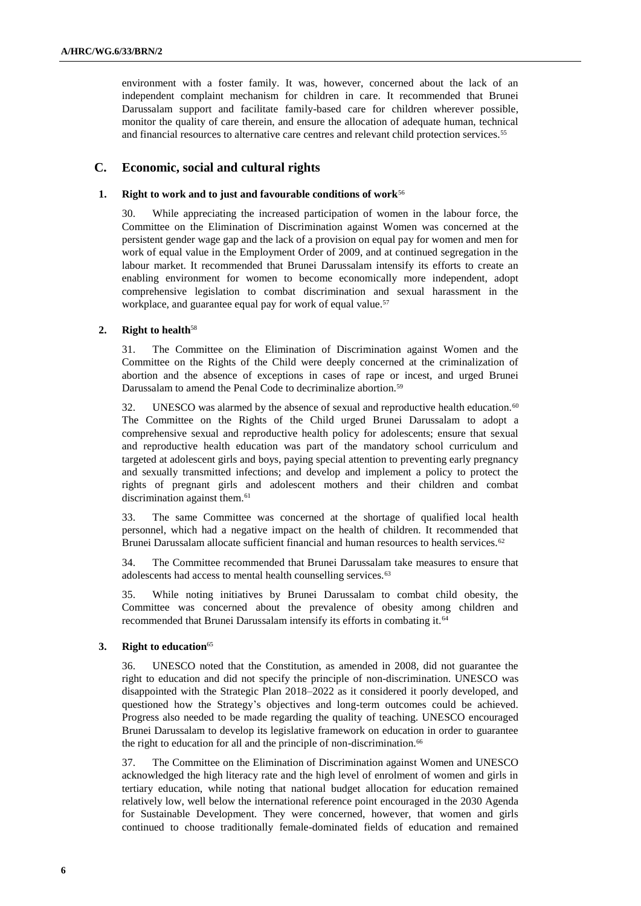environment with a foster family. It was, however, concerned about the lack of an independent complaint mechanism for children in care. It recommended that Brunei Darussalam support and facilitate family-based care for children wherever possible, monitor the quality of care therein, and ensure the allocation of adequate human, technical and financial resources to alternative care centres and relevant child protection services.[55]

## C. Economic, social and cultural rights

### 1. Right to work and to just and favourable conditions of work[56]

30. While appreciating the increased participation of women in the labour force, the Committee on the Elimination of Discrimination against Women was concerned at the persistent gender wage gap and the lack of a provision on equal pay for women and men for work of equal value in the Employment Order of 2009, and at continued segregation in the labour market. It recommended that Brunei Darussalam intensify its efforts to create an enabling environment for women to become economically more independent, adopt comprehensive legislation to combat discrimination and sexual harassment in the workplace, and guarantee equal pay for work of equal value.[57]

### 2. Right to health[58]

31. The Committee on the Elimination of Discrimination against Women and the Committee on the Rights of the Child were deeply concerned at the criminalization of abortion and the absence of exceptions in cases of rape or incest, and urged Brunei Darussalam to amend the Penal Code to decriminalize abortion.[59]

32. UNESCO was alarmed by the absence of sexual and reproductive health education.[60] The Committee on the Rights of the Child urged Brunei Darussalam to adopt a comprehensive sexual and reproductive health policy for adolescents; ensure that sexual and reproductive health education was part of the mandatory school curriculum and targeted at adolescent girls and boys, paying special attention to preventing early pregnancy and sexually transmitted infections; and develop and implement a policy to protect the rights of pregnant girls and adolescent mothers and their children and combat discrimination against them.[61]

33. The same Committee was concerned at the shortage of qualified local health personnel, which had a negative impact on the health of children. It recommended that Brunei Darussalam allocate sufficient financial and human resources to health services.[62]

34. The Committee recommended that Brunei Darussalam take measures to ensure that adolescents had access to mental health counselling services.[63]

35. While noting initiatives by Brunei Darussalam to combat child obesity, the Committee was concerned about the prevalence of obesity among children and recommended that Brunei Darussalam intensify its efforts in combating it.[64]

### 3. Right to education[65]

36. UNESCO noted that the Constitution, as amended in 2008, did not guarantee the right to education and did not specify the principle of non-discrimination. UNESCO was disappointed with the Strategic Plan 2018–2022 as it considered it poorly developed, and questioned how the Strategy's objectives and long-term outcomes could be achieved. Progress also needed to be made regarding the quality of teaching. UNESCO encouraged Brunei Darussalam to develop its legislative framework on education in order to guarantee the right to education for all and the principle of non-discrimination.[66]

37. The Committee on the Elimination of Discrimination against Women and UNESCO acknowledged the high literacy rate and the high level of enrolment of women and girls in tertiary education, while noting that national budget allocation for education remained relatively low, well below the international reference point encouraged in the 2030 Agenda for Sustainable Development. They were concerned, however, that women and girls continued to choose traditionally female-dominated fields of education and remained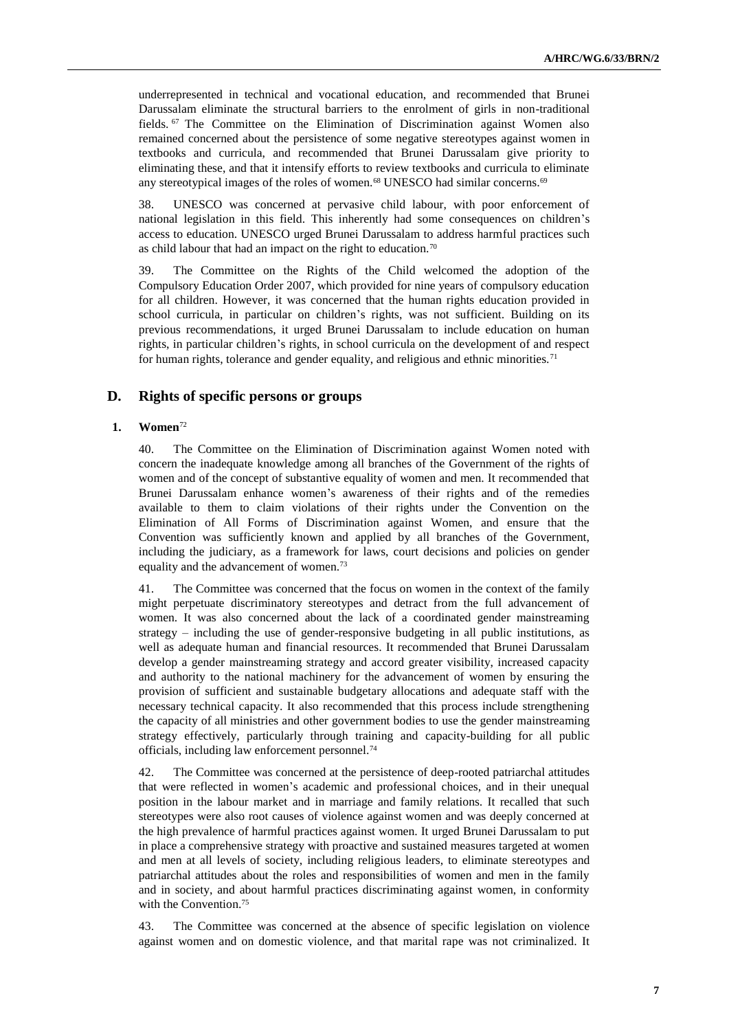underrepresented in technical and vocational education, and recommended that Brunei Darussalam eliminate the structural barriers to the enrolment of girls in non-traditional fields.[67] The Committee on the Elimination of Discrimination against Women also remained concerned about the persistence of some negative stereotypes against women in textbooks and curricula, and recommended that Brunei Darussalam give priority to eliminating these, and that it intensify efforts to review textbooks and curricula to eliminate any stereotypical images of the roles of women.[68] UNESCO had similar concerns.[69]

38. UNESCO was concerned at pervasive child labour, with poor enforcement of national legislation in this field. This inherently had some consequences on children's access to education. UNESCO urged Brunei Darussalam to address harmful practices such as child labour that had an impact on the right to education.[70]

39. The Committee on the Rights of the Child welcomed the adoption of the Compulsory Education Order 2007, which provided for nine years of compulsory education for all children. However, it was concerned that the human rights education provided in school curricula, in particular on children's rights, was not sufficient. Building on its previous recommendations, it urged Brunei Darussalam to include education on human rights, in particular children's rights, in school curricula on the development of and respect for human rights, tolerance and gender equality, and religious and ethnic minorities.[71]

## D. Rights of specific persons or groups

### 1. Women[72]

40. The Committee on the Elimination of Discrimination against Women noted with concern the inadequate knowledge among all branches of the Government of the rights of women and of the concept of substantive equality of women and men. It recommended that Brunei Darussalam enhance women's awareness of their rights and of the remedies available to them to claim violations of their rights under the Convention on the Elimination of All Forms of Discrimination against Women, and ensure that the Convention was sufficiently known and applied by all branches of the Government, including the judiciary, as a framework for laws, court decisions and policies on gender equality and the advancement of women.[73]

41. The Committee was concerned that the focus on women in the context of the family might perpetuate discriminatory stereotypes and detract from the full advancement of women. It was also concerned about the lack of a coordinated gender mainstreaming strategy – including the use of gender-responsive budgeting in all public institutions, as well as adequate human and financial resources. It recommended that Brunei Darussalam develop a gender mainstreaming strategy and accord greater visibility, increased capacity and authority to the national machinery for the advancement of women by ensuring the provision of sufficient and sustainable budgetary allocations and adequate staff with the necessary technical capacity. It also recommended that this process include strengthening the capacity of all ministries and other government bodies to use the gender mainstreaming strategy effectively, particularly through training and capacity-building for all public officials, including law enforcement personnel.[74]

42. The Committee was concerned at the persistence of deep-rooted patriarchal attitudes that were reflected in women's academic and professional choices, and in their unequal position in the labour market and in marriage and family relations. It recalled that such stereotypes were also root causes of violence against women and was deeply concerned at the high prevalence of harmful practices against women. It urged Brunei Darussalam to put in place a comprehensive strategy with proactive and sustained measures targeted at women and men at all levels of society, including religious leaders, to eliminate stereotypes and patriarchal attitudes about the roles and responsibilities of women and men in the family and in society, and about harmful practices discriminating against women, in conformity with the Convention.[75]

43. The Committee was concerned at the absence of specific legislation on violence against women and on domestic violence, and that marital rape was not criminalized. It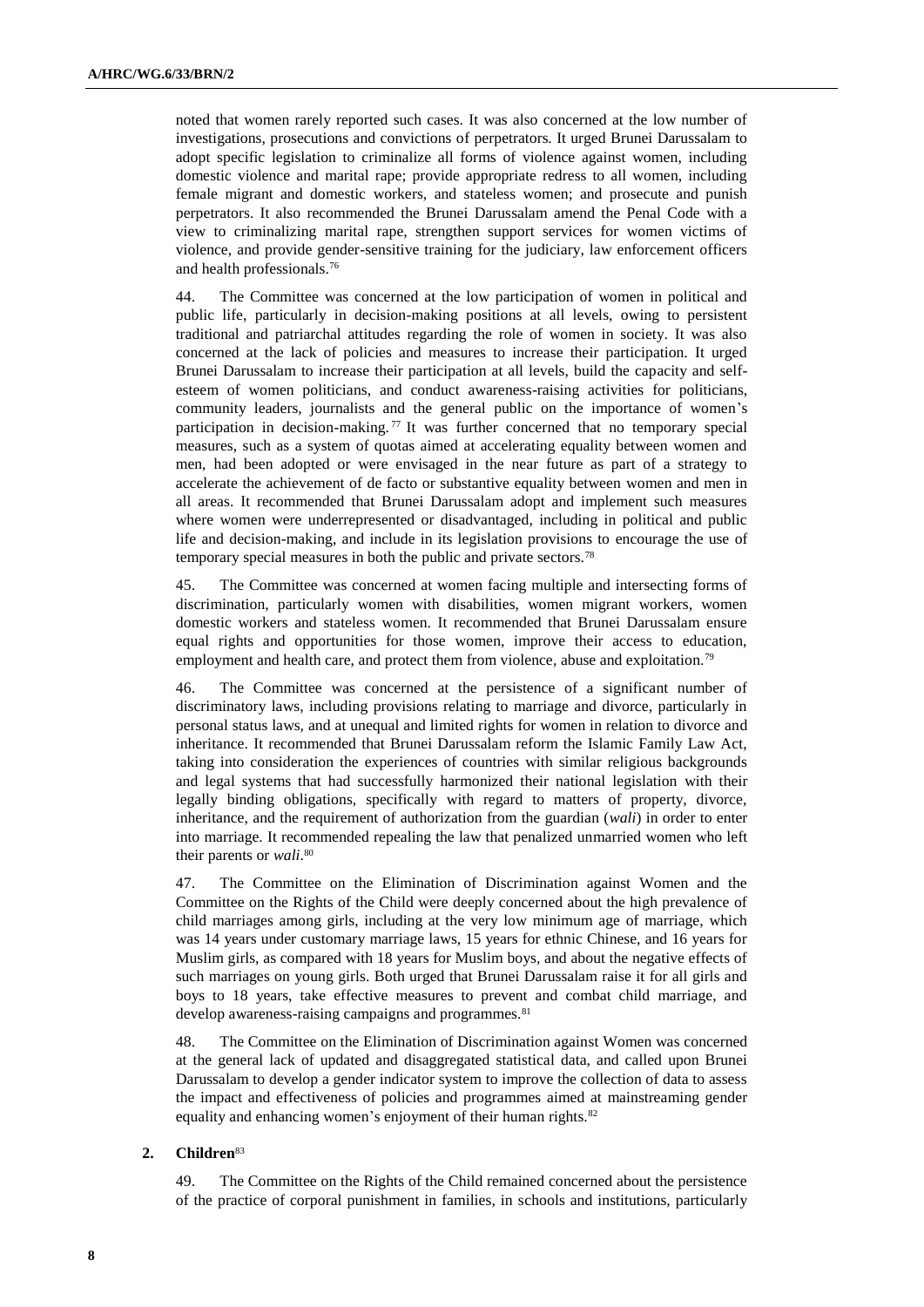noted that women rarely reported such cases. It was also concerned at the low number of investigations, prosecutions and convictions of perpetrators. It urged Brunei Darussalam to adopt specific legislation to criminalize all forms of violence against women, including domestic violence and marital rape; provide appropriate redress to all women, including female migrant and domestic workers, and stateless women; and prosecute and punish perpetrators. It also recommended the Brunei Darussalam amend the Penal Code with a view to criminalizing marital rape, strengthen support services for women victims of violence, and provide gender-sensitive training for the judiciary, law enforcement officers and health professionals.[76]

44. The Committee was concerned at the low participation of women in political and public life, particularly in decision-making positions at all levels, owing to persistent traditional and patriarchal attitudes regarding the role of women in society. It was also concerned at the lack of policies and measures to increase their participation. It urged Brunei Darussalam to increase their participation at all levels, build the capacity and self-esteem of women politicians, and conduct awareness-raising activities for politicians, community leaders, journalists and the general public on the importance of women's participation in decision-making.[77] It was further concerned that no temporary special measures, such as a system of quotas aimed at accelerating equality between women and men, had been adopted or were envisaged in the near future as part of a strategy to accelerate the achievement of de facto or substantive equality between women and men in all areas. It recommended that Brunei Darussalam adopt and implement such measures where women were underrepresented or disadvantaged, including in political and public life and decision-making, and include in its legislation provisions to encourage the use of temporary special measures in both the public and private sectors.[78]

45. The Committee was concerned at women facing multiple and intersecting forms of discrimination, particularly women with disabilities, women migrant workers, women domestic workers and stateless women. It recommended that Brunei Darussalam ensure equal rights and opportunities for those women, improve their access to education, employment and health care, and protect them from violence, abuse and exploitation.[79]

46. The Committee was concerned at the persistence of a significant number of discriminatory laws, including provisions relating to marriage and divorce, particularly in personal status laws, and at unequal and limited rights for women in relation to divorce and inheritance. It recommended that Brunei Darussalam reform the Islamic Family Law Act, taking into consideration the experiences of countries with similar religious backgrounds and legal systems that had successfully harmonized their national legislation with their legally binding obligations, specifically with regard to matters of property, divorce, inheritance, and the requirement of authorization from the guardian (*wali*) in order to enter into marriage. It recommended repealing the law that penalized unmarried women who left their parents or *wali*.[80]

47. The Committee on the Elimination of Discrimination against Women and the Committee on the Rights of the Child were deeply concerned about the high prevalence of child marriages among girls, including at the very low minimum age of marriage, which was 14 years under customary marriage laws, 15 years for ethnic Chinese, and 16 years for Muslim girls, as compared with 18 years for Muslim boys, and about the negative effects of such marriages on young girls. Both urged that Brunei Darussalam raise it for all girls and boys to 18 years, take effective measures to prevent and combat child marriage, and develop awareness-raising campaigns and programmes.[81]

48. The Committee on the Elimination of Discrimination against Women was concerned at the general lack of updated and disaggregated statistical data, and called upon Brunei Darussalam to develop a gender indicator system to improve the collection of data to assess the impact and effectiveness of policies and programmes aimed at mainstreaming gender equality and enhancing women's enjoyment of their human rights.[82]

### 2. Children[83]

49. The Committee on the Rights of the Child remained concerned about the persistence of the practice of corporal punishment in families, in schools and institutions, particularly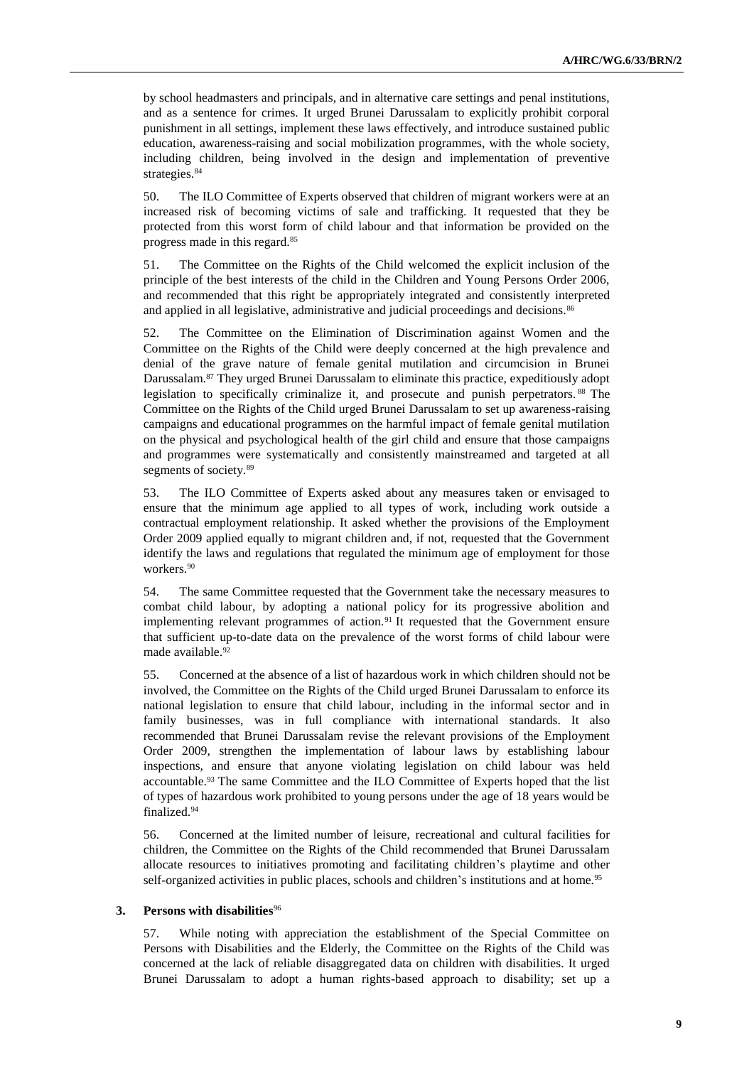by school headmasters and principals, and in alternative care settings and penal institutions, and as a sentence for crimes. It urged Brunei Darussalam to explicitly prohibit corporal punishment in all settings, implement these laws effectively, and introduce sustained public education, awareness-raising and social mobilization programmes, with the whole society, including children, being involved in the design and implementation of preventive strategies.[84]

50. The ILO Committee of Experts observed that children of migrant workers were at an increased risk of becoming victims of sale and trafficking. It requested that they be protected from this worst form of child labour and that information be provided on the progress made in this regard.[85]

51. The Committee on the Rights of the Child welcomed the explicit inclusion of the principle of the best interests of the child in the Children and Young Persons Order 2006, and recommended that this right be appropriately integrated and consistently interpreted and applied in all legislative, administrative and judicial proceedings and decisions.[86]

52. The Committee on the Elimination of Discrimination against Women and the Committee on the Rights of the Child were deeply concerned at the high prevalence and denial of the grave nature of female genital mutilation and circumcision in Brunei Darussalam.[87] They urged Brunei Darussalam to eliminate this practice, expeditiously adopt legislation to specifically criminalize it, and prosecute and punish perpetrators.[88] The Committee on the Rights of the Child urged Brunei Darussalam to set up awareness-raising campaigns and educational programmes on the harmful impact of female genital mutilation on the physical and psychological health of the girl child and ensure that those campaigns and programmes were systematically and consistently mainstreamed and targeted at all segments of society.[89]

53. The ILO Committee of Experts asked about any measures taken or envisaged to ensure that the minimum age applied to all types of work, including work outside a contractual employment relationship. It asked whether the provisions of the Employment Order 2009 applied equally to migrant children and, if not, requested that the Government identify the laws and regulations that regulated the minimum age of employment for those workers.[90]

54. The same Committee requested that the Government take the necessary measures to combat child labour, by adopting a national policy for its progressive abolition and implementing relevant programmes of action.[91] It requested that the Government ensure that sufficient up-to-date data on the prevalence of the worst forms of child labour were made available.[92]

55. Concerned at the absence of a list of hazardous work in which children should not be involved, the Committee on the Rights of the Child urged Brunei Darussalam to enforce its national legislation to ensure that child labour, including in the informal sector and in family businesses, was in full compliance with international standards. It also recommended that Brunei Darussalam revise the relevant provisions of the Employment Order 2009, strengthen the implementation of labour laws by establishing labour inspections, and ensure that anyone violating legislation on child labour was held accountable.[93] The same Committee and the ILO Committee of Experts hoped that the list of types of hazardous work prohibited to young persons under the age of 18 years would be finalized.[94]

56. Concerned at the limited number of leisure, recreational and cultural facilities for children, the Committee on the Rights of the Child recommended that Brunei Darussalam allocate resources to initiatives promoting and facilitating children's playtime and other self-organized activities in public places, schools and children's institutions and at home.[95]

### 3. Persons with disabilities[96]

57. While noting with appreciation the establishment of the Special Committee on Persons with Disabilities and the Elderly, the Committee on the Rights of the Child was concerned at the lack of reliable disaggregated data on children with disabilities. It urged Brunei Darussalam to adopt a human rights-based approach to disability; set up a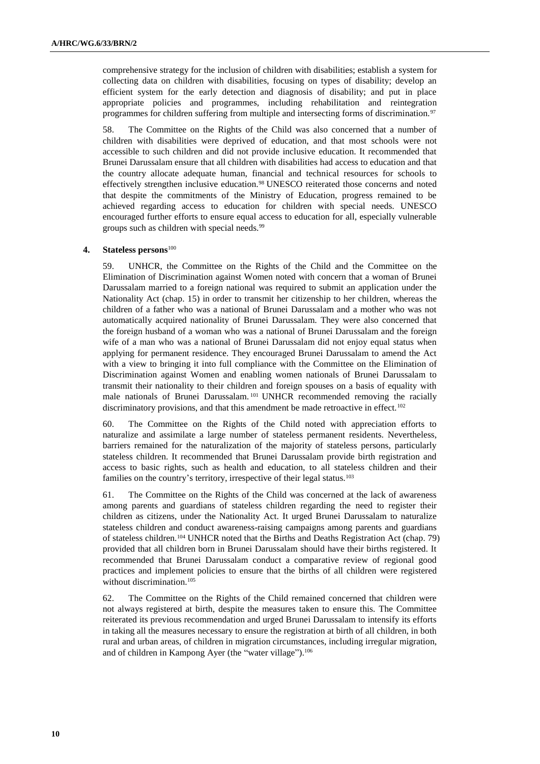comprehensive strategy for the inclusion of children with disabilities; establish a system for collecting data on children with disabilities, focusing on types of disability; develop an efficient system for the early detection and diagnosis of disability; and put in place appropriate policies and programmes, including rehabilitation and reintegration programmes for children suffering from multiple and intersecting forms of discrimination.[97]

58. The Committee on the Rights of the Child was also concerned that a number of children with disabilities were deprived of education, and that most schools were not accessible to such children and did not provide inclusive education. It recommended that Brunei Darussalam ensure that all children with disabilities had access to education and that the country allocate adequate human, financial and technical resources for schools to effectively strengthen inclusive education.[98] UNESCO reiterated those concerns and noted that despite the commitments of the Ministry of Education, progress remained to be achieved regarding access to education for children with special needs. UNESCO encouraged further efforts to ensure equal access to education for all, especially vulnerable groups such as children with special needs.[99]

### 4. Stateless persons[100]

59. UNHCR, the Committee on the Rights of the Child and the Committee on the Elimination of Discrimination against Women noted with concern that a woman of Brunei Darussalam married to a foreign national was required to submit an application under the Nationality Act (chap. 15) in order to transmit her citizenship to her children, whereas the children of a father who was a national of Brunei Darussalam and a mother who was not automatically acquired nationality of Brunei Darussalam. They were also concerned that the foreign husband of a woman who was a national of Brunei Darussalam and the foreign wife of a man who was a national of Brunei Darussalam did not enjoy equal status when applying for permanent residence. They encouraged Brunei Darussalam to amend the Act with a view to bringing it into full compliance with the Committee on the Elimination of Discrimination against Women and enabling women nationals of Brunei Darussalam to transmit their nationality to their children and foreign spouses on a basis of equality with male nationals of Brunei Darussalam.[101] UNHCR recommended removing the racially discriminatory provisions, and that this amendment be made retroactive in effect.[102]

60. The Committee on the Rights of the Child noted with appreciation efforts to naturalize and assimilate a large number of stateless permanent residents. Nevertheless, barriers remained for the naturalization of the majority of stateless persons, particularly stateless children. It recommended that Brunei Darussalam provide birth registration and access to basic rights, such as health and education, to all stateless children and their families on the country's territory, irrespective of their legal status.[103]

61. The Committee on the Rights of the Child was concerned at the lack of awareness among parents and guardians of stateless children regarding the need to register their children as citizens, under the Nationality Act. It urged Brunei Darussalam to naturalize stateless children and conduct awareness-raising campaigns among parents and guardians of stateless children.[104] UNHCR noted that the Births and Deaths Registration Act (chap. 79) provided that all children born in Brunei Darussalam should have their births registered. It recommended that Brunei Darussalam conduct a comparative review of regional good practices and implement policies to ensure that the births of all children were registered without discrimination.[105]

62. The Committee on the Rights of the Child remained concerned that children were not always registered at birth, despite the measures taken to ensure this. The Committee reiterated its previous recommendation and urged Brunei Darussalam to intensify its efforts in taking all the measures necessary to ensure the registration at birth of all children, in both rural and urban areas, of children in migration circumstances, including irregular migration, and of children in Kampong Ayer (the "water village").[106]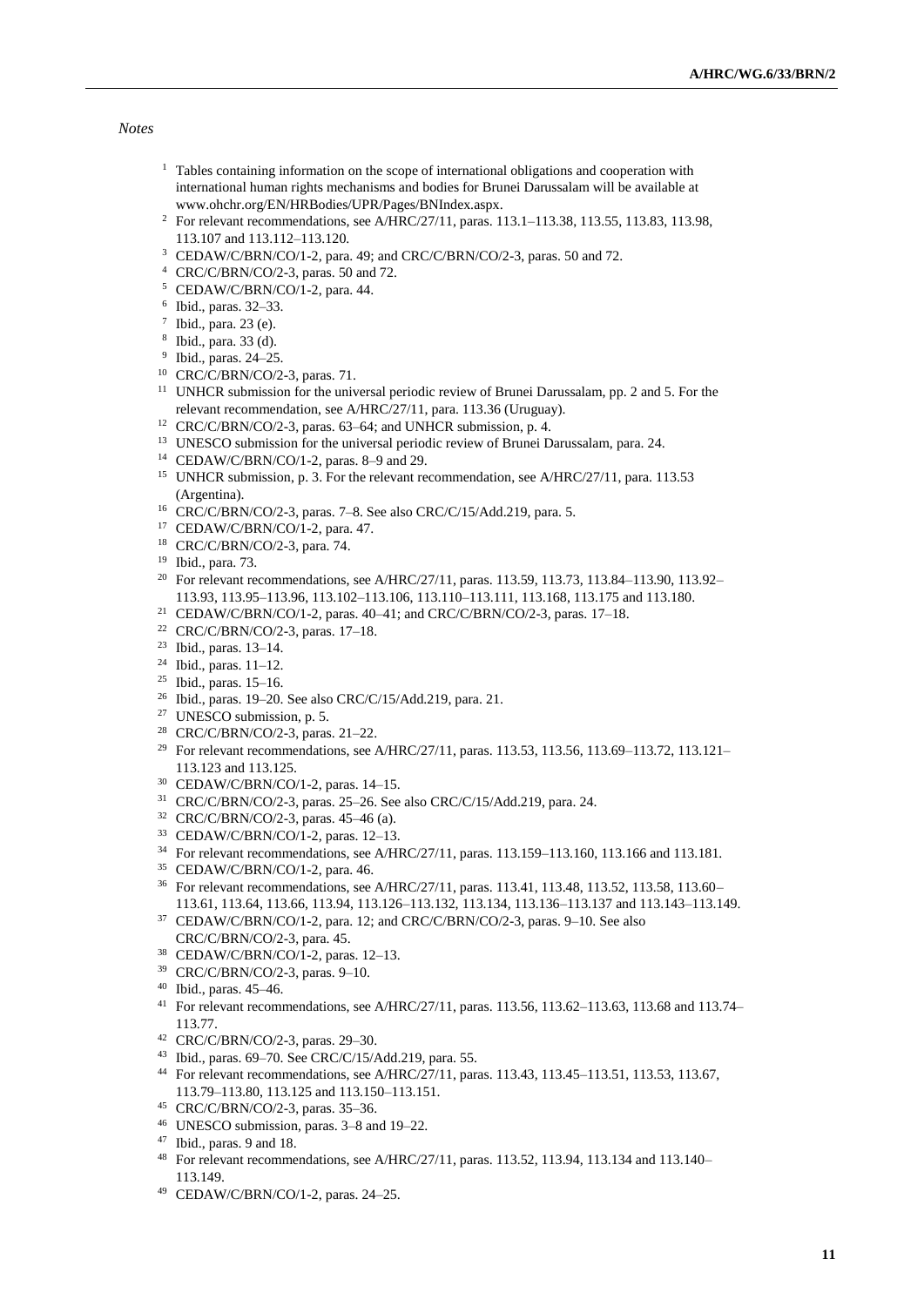*Notes*

1 Tables containing information on the scope of international obligations and cooperation with international human rights mechanisms and bodies for Brunei Darussalam will be available at www.ohchr.org/EN/HRBodies/UPR/Pages/BNIndex.aspx.

2 For relevant recommendations, see A/HRC/27/11, paras. 113.1–113.38, 113.55, 113.83, 113.98, 113.107 and 113.112–113.120.

3 CEDAW/C/BRN/CO/1-2, para. 49; and CRC/C/BRN/CO/2-3, paras. 50 and 72.

4 CRC/C/BRN/CO/2-3, paras. 50 and 72.

5 CEDAW/C/BRN/CO/1-2, para. 44.

6 Ibid., paras. 32–33.

7 Ibid., para. 23 (e).

8 Ibid., para. 33 (d).

9 Ibid., paras. 24–25.

10 CRC/C/BRN/CO/2-3, paras. 71.

11 UNHCR submission for the universal periodic review of Brunei Darussalam, pp. 2 and 5. For the relevant recommendation, see A/HRC/27/11, para. 113.36 (Uruguay).

12 CRC/C/BRN/CO/2-3, paras. 63–64; and UNHCR submission, p. 4.

13 UNESCO submission for the universal periodic review of Brunei Darussalam, para. 24.

14 CEDAW/C/BRN/CO/1-2, paras. 8–9 and 29.

15 UNHCR submission, p. 3. For the relevant recommendation, see A/HRC/27/11, para. 113.53 (Argentina).

16 CRC/C/BRN/CO/2-3, paras. 7–8. See also CRC/C/15/Add.219, para. 5.

17 CEDAW/C/BRN/CO/1-2, para. 47.

18 CRC/C/BRN/CO/2-3, para. 74.

19 Ibid., para. 73.

20 For relevant recommendations, see A/HRC/27/11, paras. 113.59, 113.73, 113.84–113.90, 113.92–113.93, 113.95–113.96, 113.102–113.106, 113.110–113.111, 113.168, 113.175 and 113.180.

21 CEDAW/C/BRN/CO/1-2, paras. 40–41; and CRC/C/BRN/CO/2-3, paras. 17–18.

22 CRC/C/BRN/CO/2-3, paras. 17–18.

23 Ibid., paras. 13–14.

24 Ibid., paras. 11–12.

25 Ibid., paras. 15–16.

26 Ibid., paras. 19–20. See also CRC/C/15/Add.219, para. 21.

27 UNESCO submission, p. 5.

28 CRC/C/BRN/CO/2-3, paras. 21–22.

29 For relevant recommendations, see A/HRC/27/11, paras. 113.53, 113.56, 113.69–113.72, 113.121–113.123 and 113.125.

30 CEDAW/C/BRN/CO/1-2, paras. 14–15.

31 CRC/C/BRN/CO/2-3, paras. 25–26. See also CRC/C/15/Add.219, para. 24.

32 CRC/C/BRN/CO/2-3, paras. 45–46 (a).

33 CEDAW/C/BRN/CO/1-2, paras. 12–13.

34 For relevant recommendations, see A/HRC/27/11, paras. 113.159–113.160, 113.166 and 113.181.

35 CEDAW/C/BRN/CO/1-2, para. 46.

36 For relevant recommendations, see A/HRC/27/11, paras. 113.41, 113.48, 113.52, 113.58, 113.60–113.61, 113.64, 113.66, 113.94, 113.126–113.132, 113.134, 113.136–113.137 and 113.143–113.149.

37 CEDAW/C/BRN/CO/1-2, para. 12; and CRC/C/BRN/CO/2-3, paras. 9–10. See also CRC/C/BRN/CO/2-3, para. 45.

38 CEDAW/C/BRN/CO/1-2, paras. 12–13.

39 CRC/C/BRN/CO/2-3, paras. 9–10.

40 Ibid., paras. 45–46.

41 For relevant recommendations, see A/HRC/27/11, paras. 113.56, 113.62–113.63, 113.68 and 113.74–113.77.

42 CRC/C/BRN/CO/2-3, paras. 29–30.

43 Ibid., paras. 69–70. See CRC/C/15/Add.219, para. 55.

44 For relevant recommendations, see A/HRC/27/11, paras. 113.43, 113.45–113.51, 113.53, 113.67, 113.79–113.80, 113.125 and 113.150–113.151.

45 CRC/C/BRN/CO/2-3, paras. 35–36.

46 UNESCO submission, paras. 3–8 and 19–22.

47 Ibid., paras. 9 and 18.

48 For relevant recommendations, see A/HRC/27/11, paras. 113.52, 113.94, 113.134 and 113.140–113.149.

49 CEDAW/C/BRN/CO/1-2, paras. 24–25.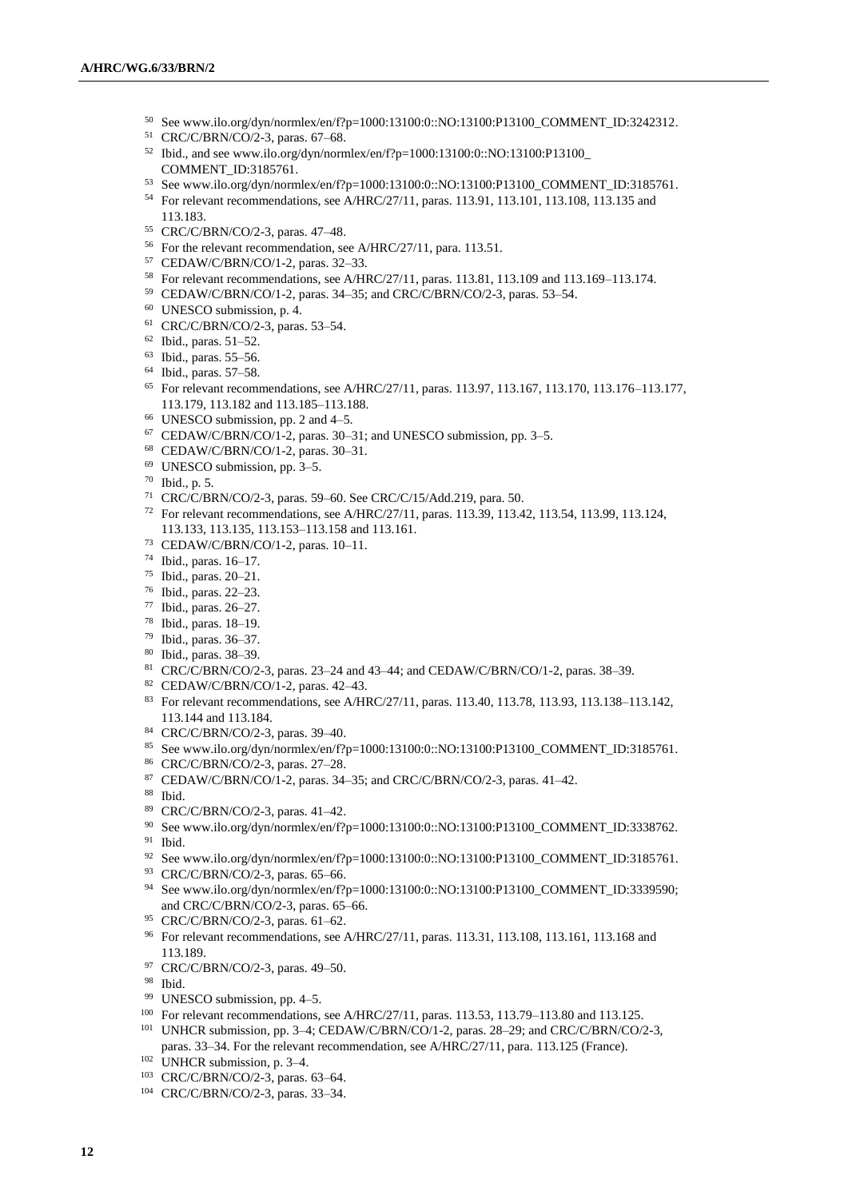[50] See www.ilo.org/dyn/normlex/en/f?p=1000:13100:0::NO:13100:P13100_COMMENT_ID:3242312.
[51] CRC/C/BRN/CO/2-3, paras. 67–68.
[52] Ibid., and see www.ilo.org/dyn/normlex/en/f?p=1000:13100:0::NO:13100:P13100_COMMENT_ID:3185761.
[53] See www.ilo.org/dyn/normlex/en/f?p=1000:13100:0::NO:13100:P13100_COMMENT_ID:3185761.
[54] For relevant recommendations, see A/HRC/27/11, paras. 113.91, 113.101, 113.108, 113.135 and 113.183.
[55] CRC/C/BRN/CO/2-3, paras. 47–48.
[56] For the relevant recommendation, see A/HRC/27/11, para. 113.51.
[57] CEDAW/C/BRN/CO/1-2, paras. 32–33.
[58] For relevant recommendations, see A/HRC/27/11, paras. 113.81, 113.109 and 113.169–113.174.
[59] CEDAW/C/BRN/CO/1-2, paras. 34–35; and CRC/C/BRN/CO/2-3, paras. 53–54.
[60] UNESCO submission, p. 4.
[61] CRC/C/BRN/CO/2-3, paras. 53–54.
[62] Ibid., paras. 51–52.
[63] Ibid., paras. 55–56.
[64] Ibid., paras. 57–58.
[65] For relevant recommendations, see A/HRC/27/11, paras. 113.97, 113.167, 113.170, 113.176–113.177, 113.179, 113.182 and 113.185–113.188.
[66] UNESCO submission, pp. 2 and 4–5.
[67] CEDAW/C/BRN/CO/1-2, paras. 30–31; and UNESCO submission, pp. 3–5.
[68] CEDAW/C/BRN/CO/1-2, paras. 30–31.
[69] UNESCO submission, pp. 3–5.
[70] Ibid., p. 5.
[71] CRC/C/BRN/CO/2-3, paras. 59–60. See CRC/C/15/Add.219, para. 50.
[72] For relevant recommendations, see A/HRC/27/11, paras. 113.39, 113.42, 113.54, 113.99, 113.124, 113.133, 113.135, 113.153–113.158 and 113.161.
[73] CEDAW/C/BRN/CO/1-2, paras. 10–11.
[74] Ibid., paras. 16–17.
[75] Ibid., paras. 20–21.
[76] Ibid., paras. 22–23.
[77] Ibid., paras. 26–27.
[78] Ibid., paras. 18–19.
[79] Ibid., paras. 36–37.
[80] Ibid., paras. 38–39.
[81] CRC/C/BRN/CO/2-3, paras. 23–24 and 43–44; and CEDAW/C/BRN/CO/1-2, paras. 38–39.
[82] CEDAW/C/BRN/CO/1-2, paras. 42–43.
[83] For relevant recommendations, see A/HRC/27/11, paras. 113.40, 113.78, 113.93, 113.138–113.142, 113.144 and 113.184.
[84] CRC/C/BRN/CO/2-3, paras. 39–40.
[85] See www.ilo.org/dyn/normlex/en/f?p=1000:13100:0::NO:13100:P13100_COMMENT_ID:3185761.
[86] CRC/C/BRN/CO/2-3, paras. 27–28.
[87] CEDAW/C/BRN/CO/1-2, paras. 34–35; and CRC/C/BRN/CO/2-3, paras. 41–42.
[88] Ibid.
[89] CRC/C/BRN/CO/2-3, paras. 41–42.
[90] See www.ilo.org/dyn/normlex/en/f?p=1000:13100:0::NO:13100:P13100_COMMENT_ID:3338762.
[91] Ibid.
[92] See www.ilo.org/dyn/normlex/en/f?p=1000:13100:0::NO:13100:P13100_COMMENT_ID:3185761.
[93] CRC/C/BRN/CO/2-3, paras. 65–66.
[94] See www.ilo.org/dyn/normlex/en/f?p=1000:13100:0::NO:13100:P13100_COMMENT_ID:3339590; and CRC/C/BRN/CO/2-3, paras. 65–66.
[95] CRC/C/BRN/CO/2-3, paras. 61–62.
[96] For relevant recommendations, see A/HRC/27/11, paras. 113.31, 113.108, 113.161, 113.168 and 113.189.
[97] CRC/C/BRN/CO/2-3, paras. 49–50.
[98] Ibid.
[99] UNESCO submission, pp. 4–5.
[100] For relevant recommendations, see A/HRC/27/11, paras. 113.53, 113.79–113.80 and 113.125.
[101] UNHCR submission, pp. 3–4; CEDAW/C/BRN/CO/1-2, paras. 28–29; and CRC/C/BRN/CO/2-3, paras. 33–34. For the relevant recommendation, see A/HRC/27/11, para. 113.125 (France).
[102] UNHCR submission, p. 3–4.
[103] CRC/C/BRN/CO/2-3, paras. 63–64.
[104] CRC/C/BRN/CO/2-3, paras. 33–34.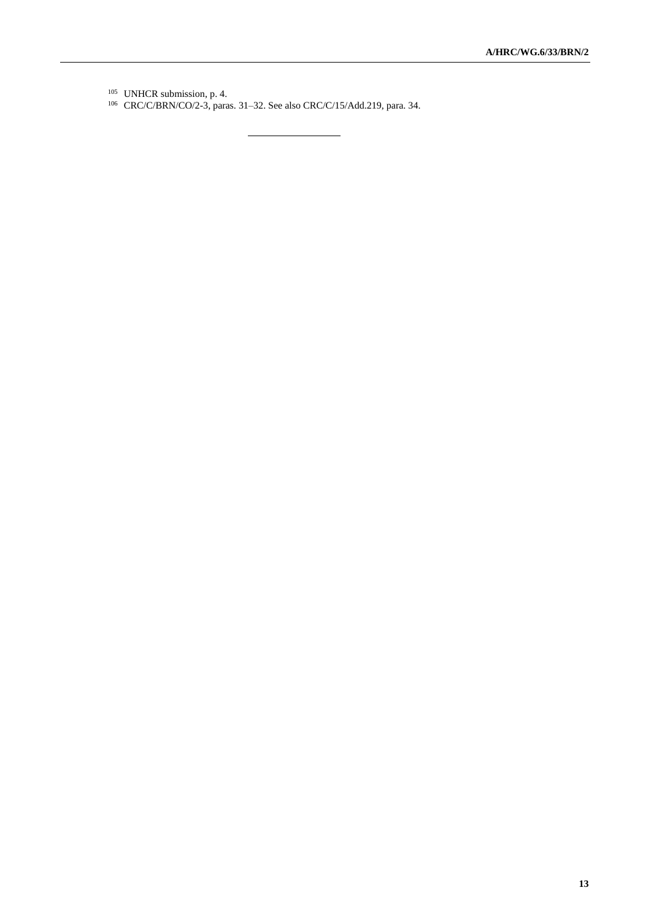[105] UNHCR submission, p. 4.

[106] CRC/C/BRN/CO/2-3, paras. 31–32. See also CRC/C/15/Add.219, para. 34.